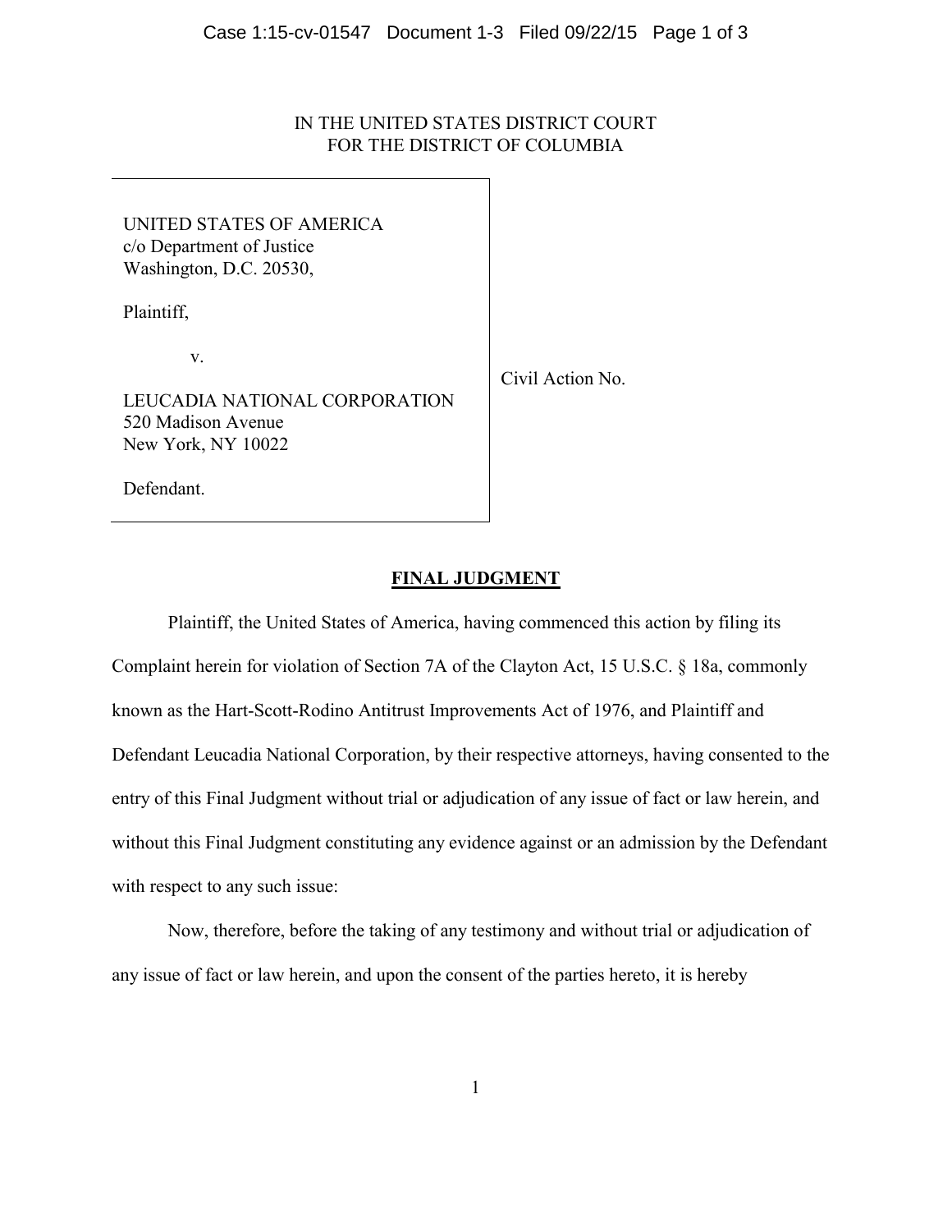IN THE UNITED STATES DISTRICT COURT
FOR THE DISTRICT OF COLUMBIA

| | |
|---|---|
| UNITED STATES OF AMERICA<br>c/o Department of Justice<br>Washington, D.C. 20530,<br><br>Plaintiff,<br><br>v.<br><br>LEUCADIA NATIONAL CORPORATION<br>520 Madison Avenue<br>New York, NY 10022<br><br>Defendant. | Civil Action No. |

## FINAL JUDGMENT

Plaintiff, the United States of America, having commenced this action by filing its Complaint herein for violation of Section 7A of the Clayton Act, 15 U.S.C. § 18a, commonly known as the Hart-Scott-Rodino Antitrust Improvements Act of 1976, and Plaintiff and Defendant Leucadia National Corporation, by their respective attorneys, having consented to the entry of this Final Judgment without trial or adjudication of any issue of fact or law herein, and without this Final Judgment constituting any evidence against or an admission by the Defendant with respect to any such issue:

Now, therefore, before the taking of any testimony and without trial or adjudication of any issue of fact or law herein, and upon the consent of the parties hereto, it is hereby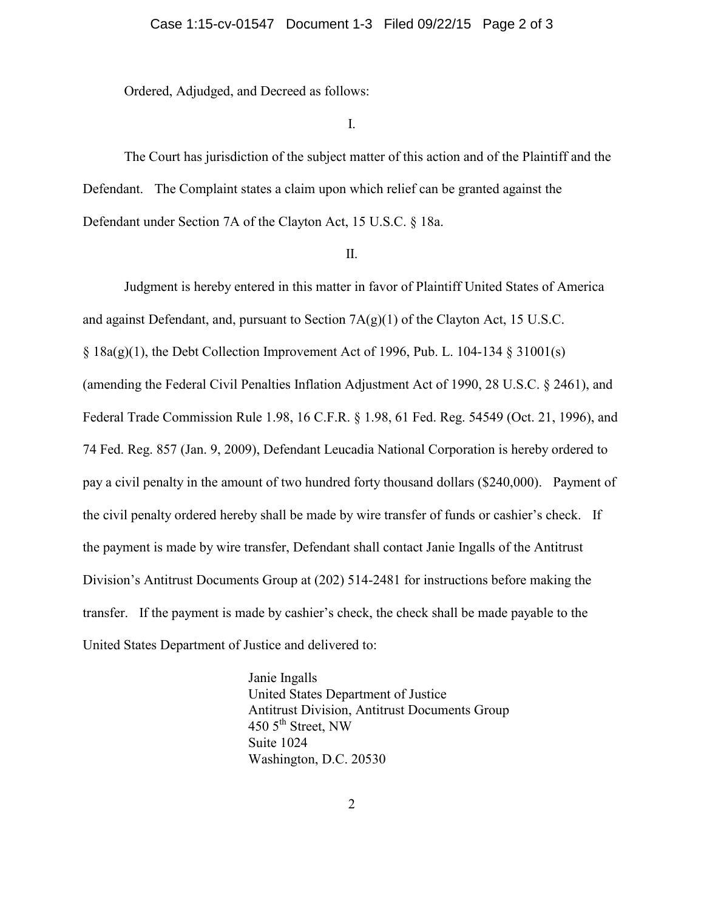Ordered, Adjudged, and Decreed as follows:

I.

The Court has jurisdiction of the subject matter of this action and of the Plaintiff and the Defendant. The Complaint states a claim upon which relief can be granted against the Defendant under Section 7A of the Clayton Act, 15 U.S.C. § 18a.

II.

Judgment is hereby entered in this matter in favor of Plaintiff United States of America and against Defendant, and, pursuant to Section 7A(g)(1) of the Clayton Act, 15 U.S.C. § 18a(g)(1), the Debt Collection Improvement Act of 1996, Pub. L. 104-134 § 31001(s) (amending the Federal Civil Penalties Inflation Adjustment Act of 1990, 28 U.S.C. § 2461), and Federal Trade Commission Rule 1.98, 16 C.F.R. § 1.98, 61 Fed. Reg. 54549 (Oct. 21, 1996), and 74 Fed. Reg. 857 (Jan. 9, 2009), Defendant Leucadia National Corporation is hereby ordered to pay a civil penalty in the amount of two hundred forty thousand dollars ($240,000). Payment of the civil penalty ordered hereby shall be made by wire transfer of funds or cashier's check. If the payment is made by wire transfer, Defendant shall contact Janie Ingalls of the Antitrust Division's Antitrust Documents Group at (202) 514-2481 for instructions before making the transfer. If the payment is made by cashier's check, the check shall be made payable to the United States Department of Justice and delivered to:

Janie Ingalls
United States Department of Justice
Antitrust Division, Antitrust Documents Group
450 5th Street, NW
Suite 1024
Washington, D.C. 20530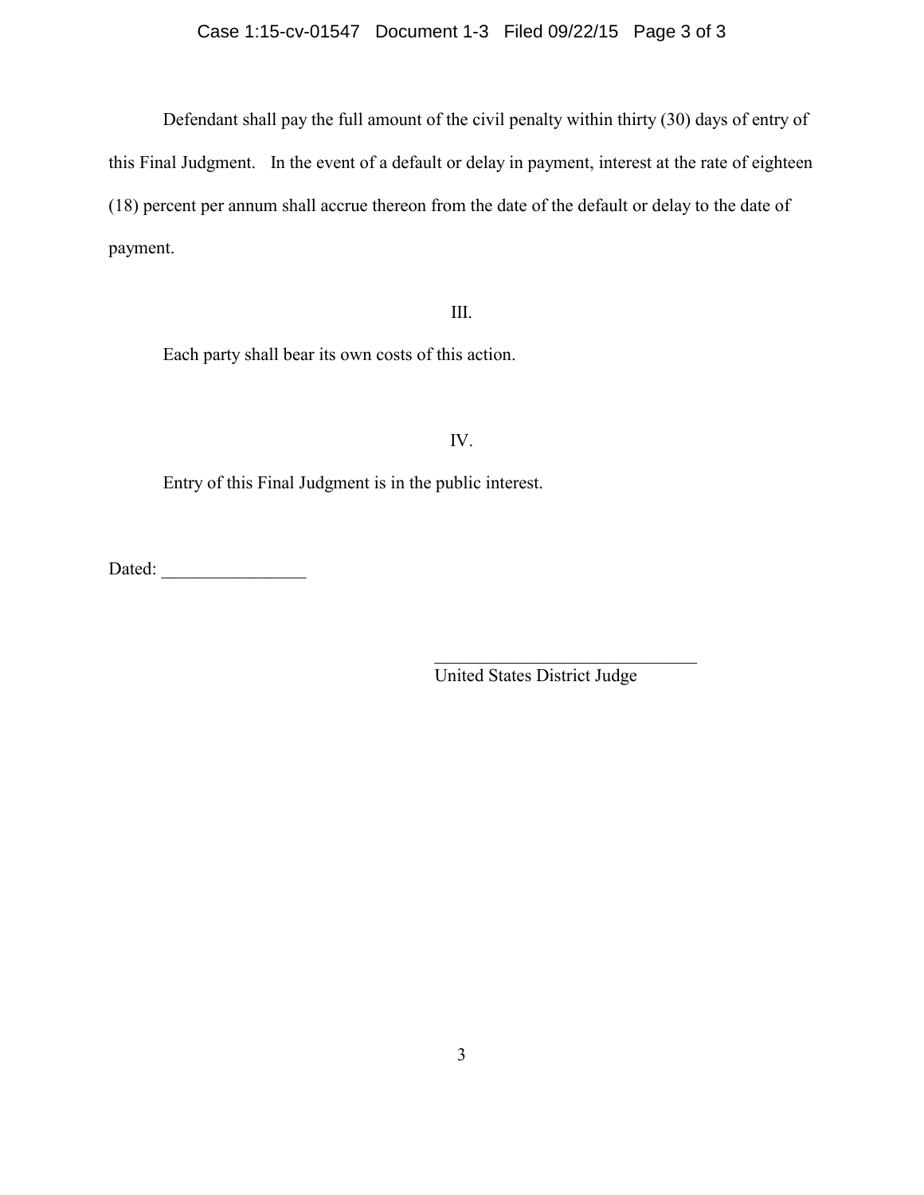Defendant shall pay the full amount of the civil penalty within thirty (30) days of entry of this Final Judgment. In the event of a default or delay in payment, interest at the rate of eighteen (18) percent per annum shall accrue thereon from the date of the default or delay to the date of payment.

III.

Each party shall bear its own costs of this action.

IV.

Entry of this Final Judgment is in the public interest.

Dated: ________________

_______________________________
United States District Judge